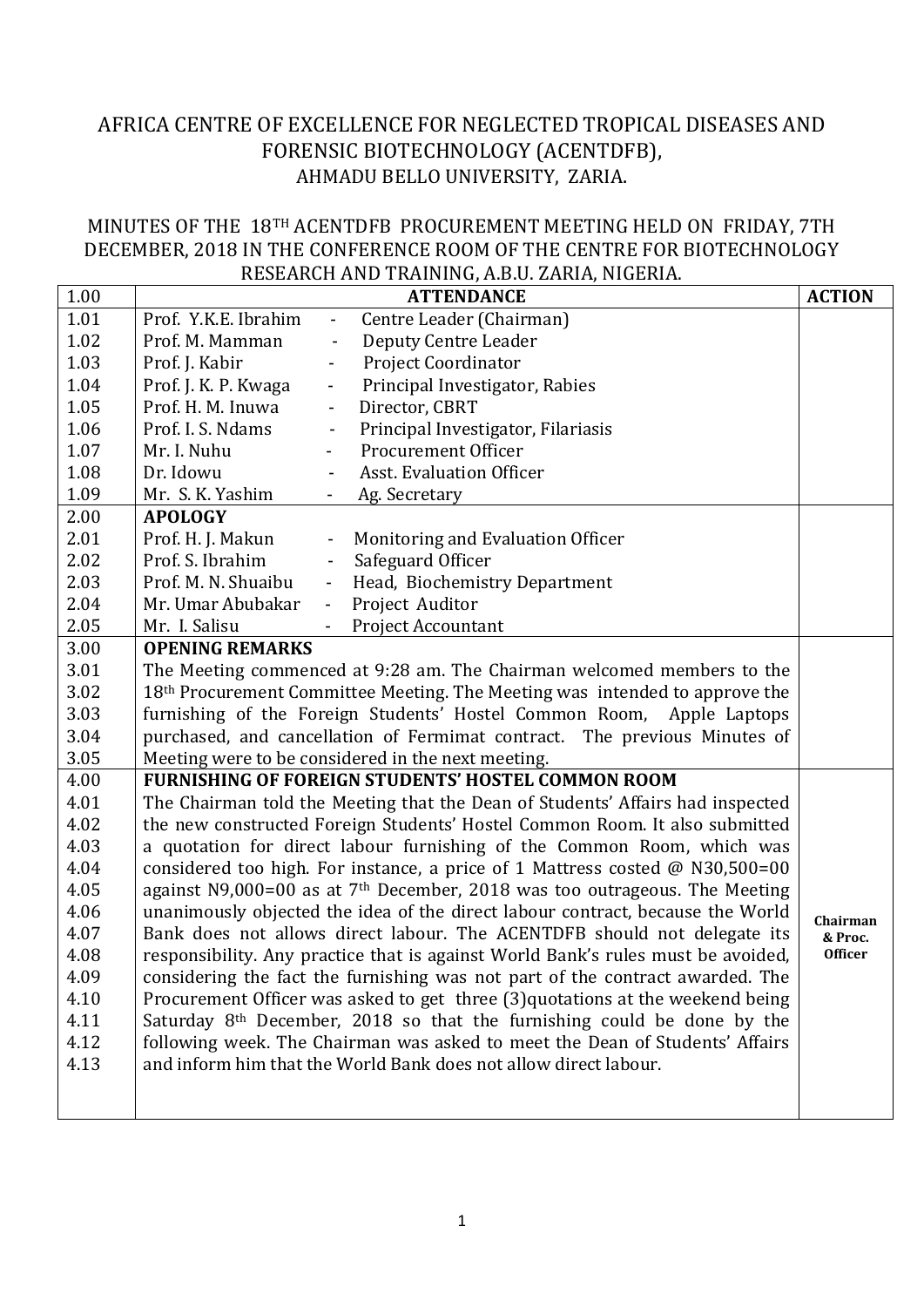# AFRICA CENTRE OF EXCELLENCE FOR NEGLECTED TROPICAL DISEASES AND FORENSIC BIOTECHNOLOGY (ACENTDFB), AHMADU BELLO UNIVERSITY, ZARIA.

## MINUTES OF THE 18TH ACENTDFB PROCUREMENT MEETING HELD ON FRIDAY, 7TH DECEMBER, 2018 IN THE CONFERENCE ROOM OF THE CENTRE FOR BIOTECHNOLOGY RESEARCH AND TRAINING, A.B.U. ZARIA, NIGERIA.

| 1.00 | **ATTENDANCE** | **ACTION** |
|---|---|---|
| 1.01 | Prof. Y.K.E. Ibrahim - Centre Leader (Chairman) | |
| 1.02 | Prof. M. Mamman - Deputy Centre Leader | |
| 1.03 | Prof. J. Kabir - Project Coordinator | |
| 1.04 | Prof. J. K. P. Kwaga - Principal Investigator, Rabies | |
| 1.05 | Prof. H. M. Inuwa - Director, CBRT | |
| 1.06 | Prof. I. S. Ndams - Principal Investigator, Filariasis | |
| 1.07 | Mr. I. Nuhu - Procurement Officer | |
| 1.08 | Dr. Idowu - Asst. Evaluation Officer | |
| 1.09 | Mr. S. K. Yashim - Ag. Secretary | |
| 2.00 | **APOLOGY** | |
| 2.01 | Prof. H. J. Makun - Monitoring and Evaluation Officer | |
| 2.02 | Prof. S. Ibrahim - Safeguard Officer | |
| 2.03 | Prof. M. N. Shuaibu - Head, Biochemistry Department | |
| 2.04 | Mr. Umar Abubakar - Project Auditor | |
| 2.05 | Mr. I. Salisu - Project Accountant | |
| 3.00 | **OPENING REMARKS** | |
| 3.01–3.05 | The Meeting commenced at 9:28 am. The Chairman welcomed members to the 18th Procurement Committee Meeting. The Meeting was intended to approve the furnishing of the Foreign Students' Hostel Common Room, Apple Laptops purchased, and cancellation of Fermimat contract. The previous Minutes of Meeting were to be considered in the next meeting. | |
| 4.00 | **FURNISHING OF FOREIGN STUDENTS' HOSTEL COMMON ROOM** | |
| 4.01–4.13 | The Chairman told the Meeting that the Dean of Students' Affairs had inspected the new constructed Foreign Students' Hostel Common Room. It also submitted a quotation for direct labour furnishing of the Common Room, which was considered too high. For instance, a price of 1 Mattress costed @ N30,500=00 against N9,000=00 as at 7th December, 2018 was too outrageous. The Meeting unanimously objected the idea of the direct labour contract, because the World Bank does not allows direct labour. The ACENTDFB should not delegate its responsibility. Any practice that is against World Bank's rules must be avoided, considering the fact the furnishing was not part of the contract awarded. The Procurement Officer was asked to get three (3)quotations at the weekend being Saturday 8th December, 2018 so that the furnishing could be done by the following week. The Chairman was asked to meet the Dean of Students' Affairs and inform him that the World Bank does not allow direct labour. | **Chairman & Proc. Officer** |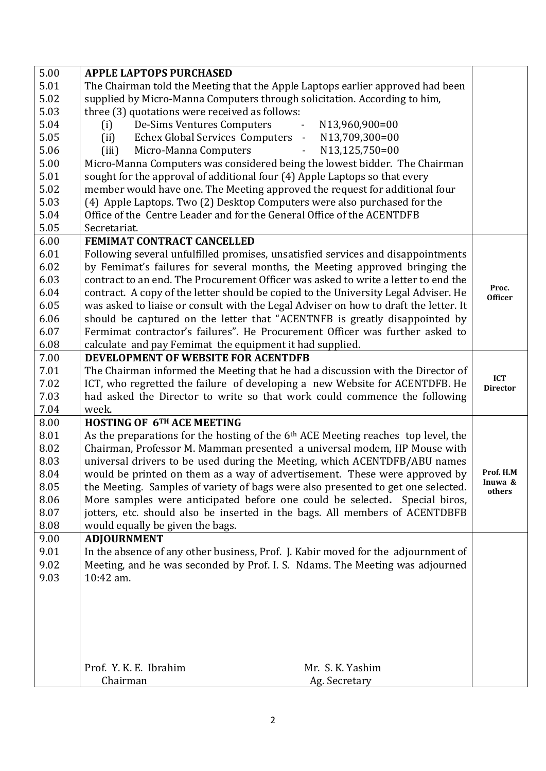| | | |
|---|---|---|
| 5.00 | **APPLE LAPTOPS PURCHASED** | |
| 5.01 | The Chairman told the Meeting that the Apple Laptops earlier approved had been | |
| 5.02 | supplied by Micro-Manna Computers through solicitation. According to him, | |
| 5.03 | three (3) quotations were received as follows: | |
| 5.04 | (i) De-Sims Ventures Computers - N13,960,900=00 | |
| 5.05 | (ii) Echex Global Services Computers - N13,709,300=00 | |
| 5.06 | (iii) Micro-Manna Computers - N13,125,750=00 | |
| 5.00 | Micro-Manna Computers was considered being the lowest bidder. The Chairman | |
| 5.01 | sought for the approval of additional four (4) Apple Laptops so that every | |
| 5.02 | member would have one. The Meeting approved the request for additional four | |
| 5.03 | (4) Apple Laptops. Two (2) Desktop Computers were also purchased for the | |
| 5.04 | Office of the Centre Leader and for the General Office of the ACENTDFB | |
| 5.05 | Secretariat. | |
| 6.00 | **FEMIMAT CONTRACT CANCELLED** | |
| 6.01 | Following several unfulfilled promises, unsatisfied services and disappointments | |
| 6.02 | by Femimat's failures for several months, the Meeting approved bringing the | |
| 6.03 | contract to an end. The Procurement Officer was asked to write a letter to end the | |
| 6.04 | contract. A copy of the letter should be copied to the University Legal Adviser. He | **Proc. Officer** |
| 6.05 | was asked to liaise or consult with the Legal Adviser on how to draft the letter. It | |
| 6.06 | should be captured on the letter that "ACENTNFB is greatly disappointed by | |
| 6.07 | Fermimat contractor's failures". He Procurement Officer was further asked to | |
| 6.08 | calculate and pay Femimat the equipment it had supplied. | |
| 7.00 | **DEVELOPMENT OF WEBSITE FOR ACENTDFB** | |
| 7.01 | The Chairman informed the Meeting that he had a discussion with the Director of | |
| 7.02 | ICT, who regretted the failure of developing a new Website for ACENTDFB. He | **ICT Director** |
| 7.03 | had asked the Director to write so that work could commence the following | |
| 7.04 | week. | |
| 8.00 | **HOSTING OF 6TH ACE MEETING** | |
| 8.01 | As the preparations for the hosting of the 6th ACE Meeting reaches top level, the | |
| 8.02 | Chairman, Professor M. Mamman presented a universal modem, HP Mouse with | |
| 8.03 | universal drivers to be used during the Meeting, which ACENTDFB/ABU names | |
| 8.04 | would be printed on them as a way of advertisement. These were approved by | **Prof. H.M Inuwa & others** |
| 8.05 | the Meeting. Samples of variety of bags were also presented to get one selected. | |
| 8.06 | More samples were anticipated before one could be selected**.** Special biros, | |
| 8.07 | jotters, etc. should also be inserted in the bags. All members of ACENTDBFB | |
| 8.08 | would equally be given the bags. | |
| 9.00 | **ADJOURNMENT** | |
| 9.01 | In the absence of any other business, Prof. J. Kabir moved for the adjournment of | |
| 9.02 | Meeting, and he was seconded by Prof. I. S. Ndams. The Meeting was adjourned | |
| 9.03 | 10:42 am. | |

Prof. Y. K. E. Ibrahim
Chairman

Mr. S. K. Yashim
Ag. Secretary